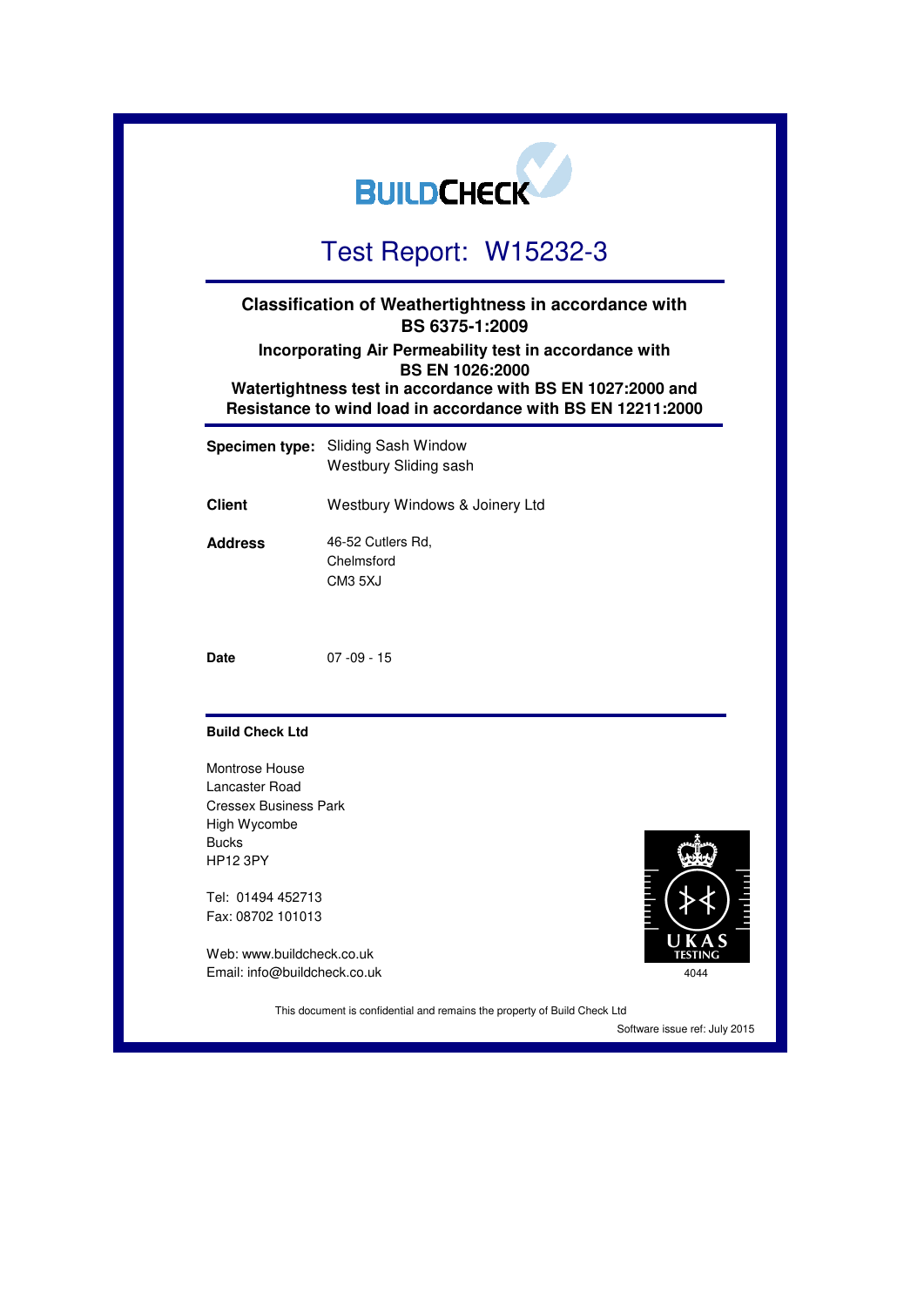BUILDCHECK

# Test Report: W15232-3

**Classification of Weathertightness in accordance with BS 6375-1:2009**

**Incorporating Air Permeability test in accordance with BS EN 1026:2000**

**Watertightness test in accordance with BS EN 1027:2000 and Resistance to wind load in accordance with BS EN 12211:2000**

**Specimen type:** Sliding Sash Window
Westbury Sliding sash

**Client** Westbury Windows & Joinery Ltd

**Address** 46-52 Cutlers Rd,
Chelmsford
CM3 5XJ

**Date** 07 -09 - 15

**Build Check Ltd**

Montrose House
Lancaster Road
Cressex Business Park
High Wycombe
Bucks
HP12 3PY

Tel: 01494 452713
Fax: 08702 101013

Web: www.buildcheck.co.uk
Email: info@buildcheck.co.uk

UKAS TESTING
4044

This document is confidential and remains the property of Build Check Ltd

Software issue ref: July 2015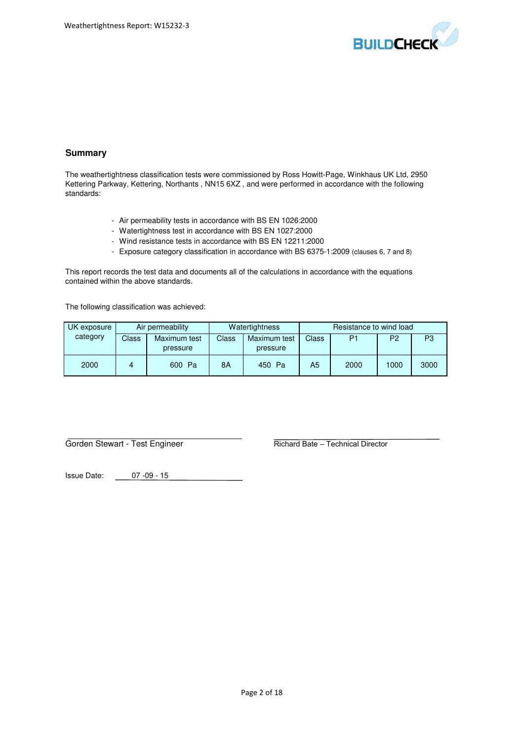## Summary

The weathertightness classification tests were commissioned by Ross Howitt-Page, Winkhaus UK Ltd, 2950 Kettering Parkway, Kettering, Northants , NN15 6XZ , and were performed in accordance with the following standards:

- Air permeability tests in accordance with BS EN 1026:2000
- Watertightness test in accordance with BS EN 1027:2000
- Wind resistance tests in accordance with BS EN 12211:2000
- Exposure category classification in accordance with BS 6375-1:2009 (clauses 6, 7 and 8)

This report records the test data and documents all of the calculations in accordance with the equations contained within the above standards.

The following classification was achieved:

| UK exposure category | Air permeability | | Watertightness | | Resistance to wind load | | | |
|---|---|---|---|---|---|---|---|---|
| | Class | Maximum test pressure | Class | Maximum test pressure | Class | P1 | P2 | P3 |
| 2000 | 4 | 600 Pa | 8A | 450 Pa | A5 | 2000 | 1000 | 3000 |

Gorden Stewart - Test Engineer

Richard Bate – Technical Director

Issue Date: 07 -09 - 15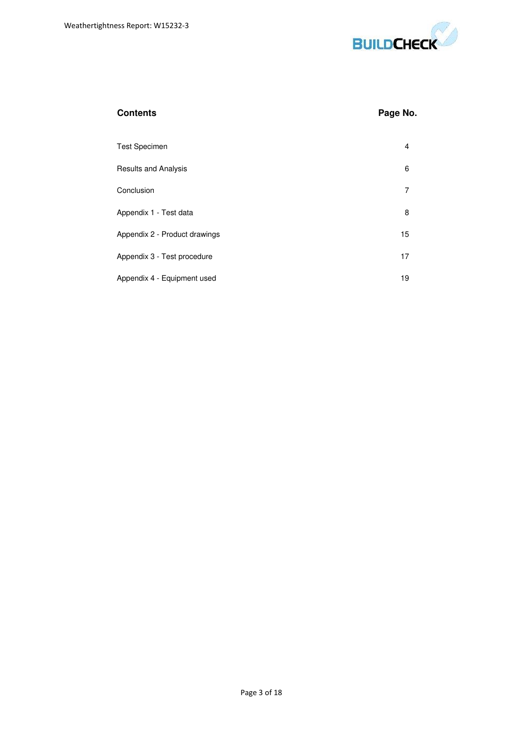| **Contents** | **Page No.** |
|---|---|
| Test Specimen | 4 |
| Results and Analysis | 6 |
| Conclusion | 7 |
| Appendix 1 - Test data | 8 |
| Appendix 2 - Product drawings | 15 |
| Appendix 3 - Test procedure | 17 |
| Appendix 4 - Equipment used | 19 |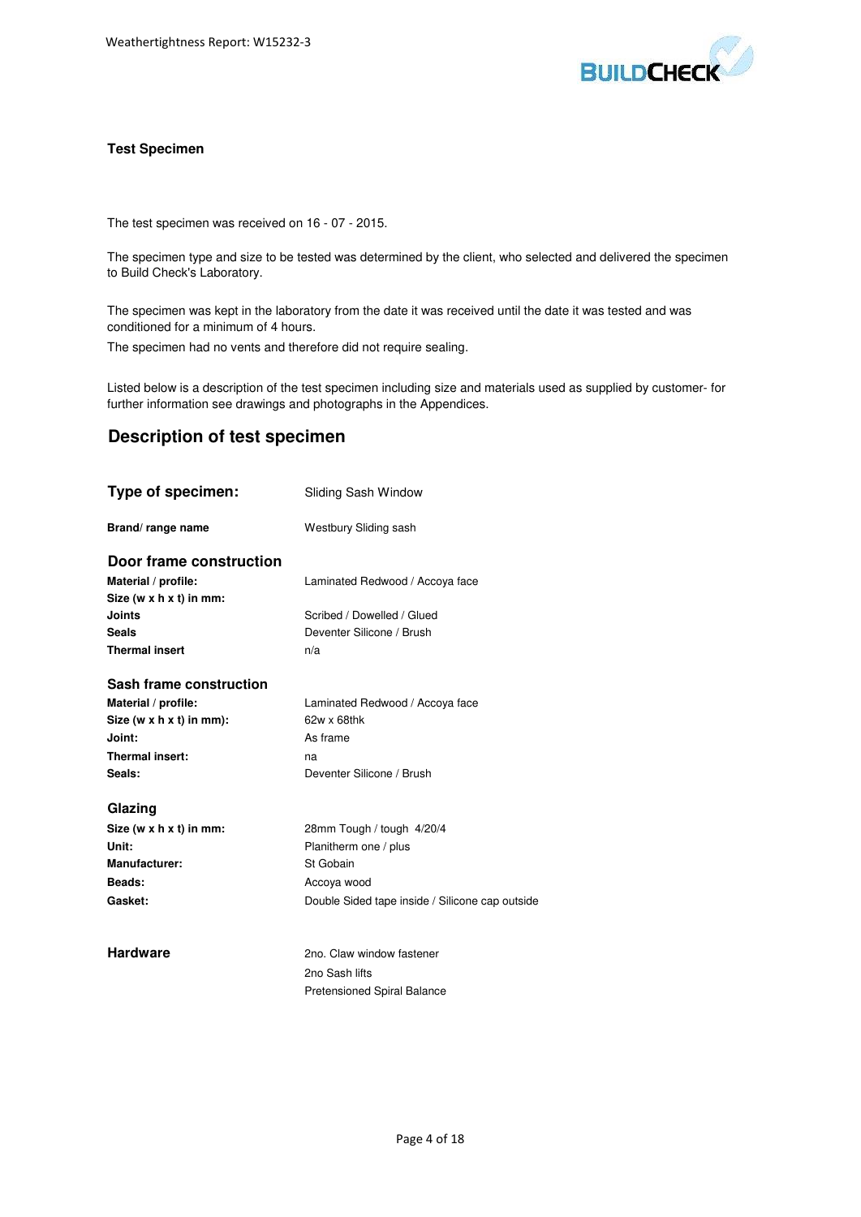### Test Specimen

The test specimen was received on 16 - 07 - 2015.

The specimen type and size to be tested was determined by the client, who selected and delivered the specimen to Build Check's Laboratory.

The specimen was kept in the laboratory from the date it was received until the date it was tested and was conditioned for a minimum of 4 hours.

The specimen had no vents and therefore did not require sealing.

Listed below is a description of the test specimen including size and materials used as supplied by customer- for further information see drawings and photographs in the Appendices.

## Description of test specimen

| | |
|---|---|
| **Type of specimen:** | Sliding Sash Window |
| **Brand/ range name** | Westbury Sliding sash |

**Door frame construction**

| | |
|---|---|
| **Material / profile:** | Laminated Redwood / Accoya face |
| **Size (w x h x t) in mm:** | |
| **Joints** | Scribed / Dowelled / Glued |
| **Seals** | Deventer Silicone / Brush |
| **Thermal insert** | n/a |

**Sash frame construction**

| | |
|---|---|
| **Material / profile:** | Laminated Redwood / Accoya face |
| **Size (w x h x t) in mm):** | 62w x 68thk |
| **Joint:** | As frame |
| **Thermal insert:** | na |
| **Seals:** | Deventer Silicone / Brush |

**Glazing**

| | |
|---|---|
| **Size (w x h x t) in mm:** | 28mm Tough / tough 4/20/4 |
| **Unit:** | Planitherm one / plus |
| **Manufacturer:** | St Gobain |
| **Beads:** | Accoya wood |
| **Gasket:** | Double Sided tape inside / Silicone cap outside |

| | |
|---|---|
| **Hardware** | 2no. Claw window fastener |
| | 2no Sash lifts |
| | Pretensioned Spiral Balance |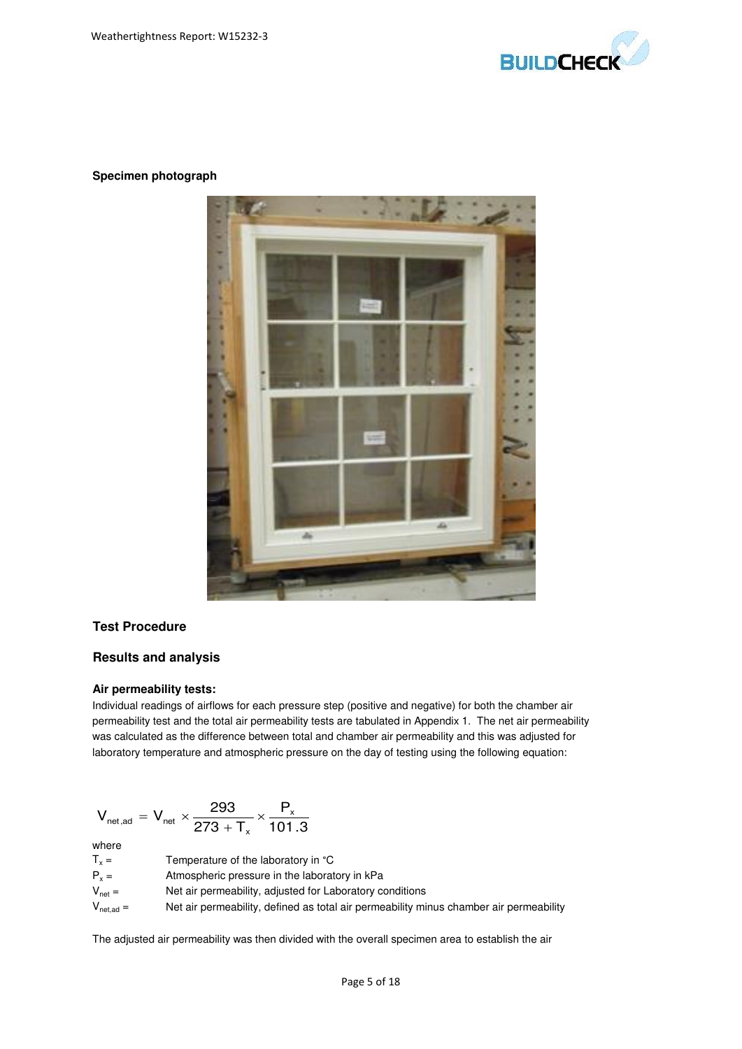**Specimen photograph**

## Test Procedure

## Results and analysis

### Air permeability tests:

Individual readings of airflows for each pressure step (positive and negative) for both the chamber air permeability test and the total air permeability tests are tabulated in Appendix 1. The net air permeability was calculated as the difference between total and chamber air permeability and this was adjusted for laboratory temperature and atmospheric pressure on the day of testing using the following equation:

$$V_{net,ad} = V_{net} \times \frac{293}{273 + T_x} \times \frac{P_x}{101.3}$$

where

$T_x$ = Temperature of the laboratory in °C

$P_x$ = Atmospheric pressure in the laboratory in kPa

$V_{net}$ = Net air permeability, adjusted for Laboratory conditions

$V_{net,ad}$ = Net air permeability, defined as total air permeability minus chamber air permeability

The adjusted air permeability was then divided with the overall specimen area to establish the air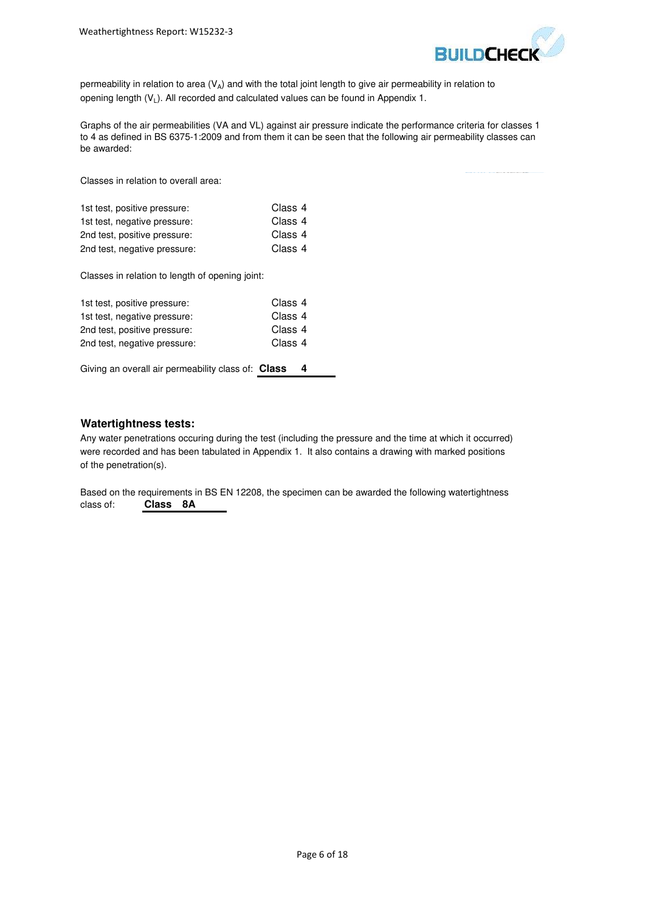permeability in relation to area ($V_A$) and with the total joint length to give air permeability in relation to opening length ($V_L$). All recorded and calculated values can be found in Appendix 1.

Graphs of the air permeabilities (VA and VL) against air pressure indicate the performance criteria for classes 1 to 4 as defined in BS 6375-1:2009 and from them it can be seen that the following air permeability classes can be awarded:

Classes in relation to overall area:

| | |
|---|---|
| 1st test, positive pressure: | Class 4 |
| 1st test, negative pressure: | Class 4 |
| 2nd test, positive pressure: | Class 4 |
| 2nd test, negative pressure: | Class 4 |

Classes in relation to length of opening joint:

| | |
|---|---|
| 1st test, positive pressure: | Class 4 |
| 1st test, negative pressure: | Class 4 |
| 2nd test, positive pressure: | Class 4 |
| 2nd test, negative pressure: | Class 4 |

Giving an overall air permeability class of: **Class 4**

### Watertightness tests:

Any water penetrations occuring during the test (including the pressure and the time at which it occurred) were recorded and has been tabulated in Appendix 1. It also contains a drawing with marked positions of the penetration(s).

Based on the requirements in BS EN 12208, the specimen can be awarded the following watertightness class of: **Class 8A**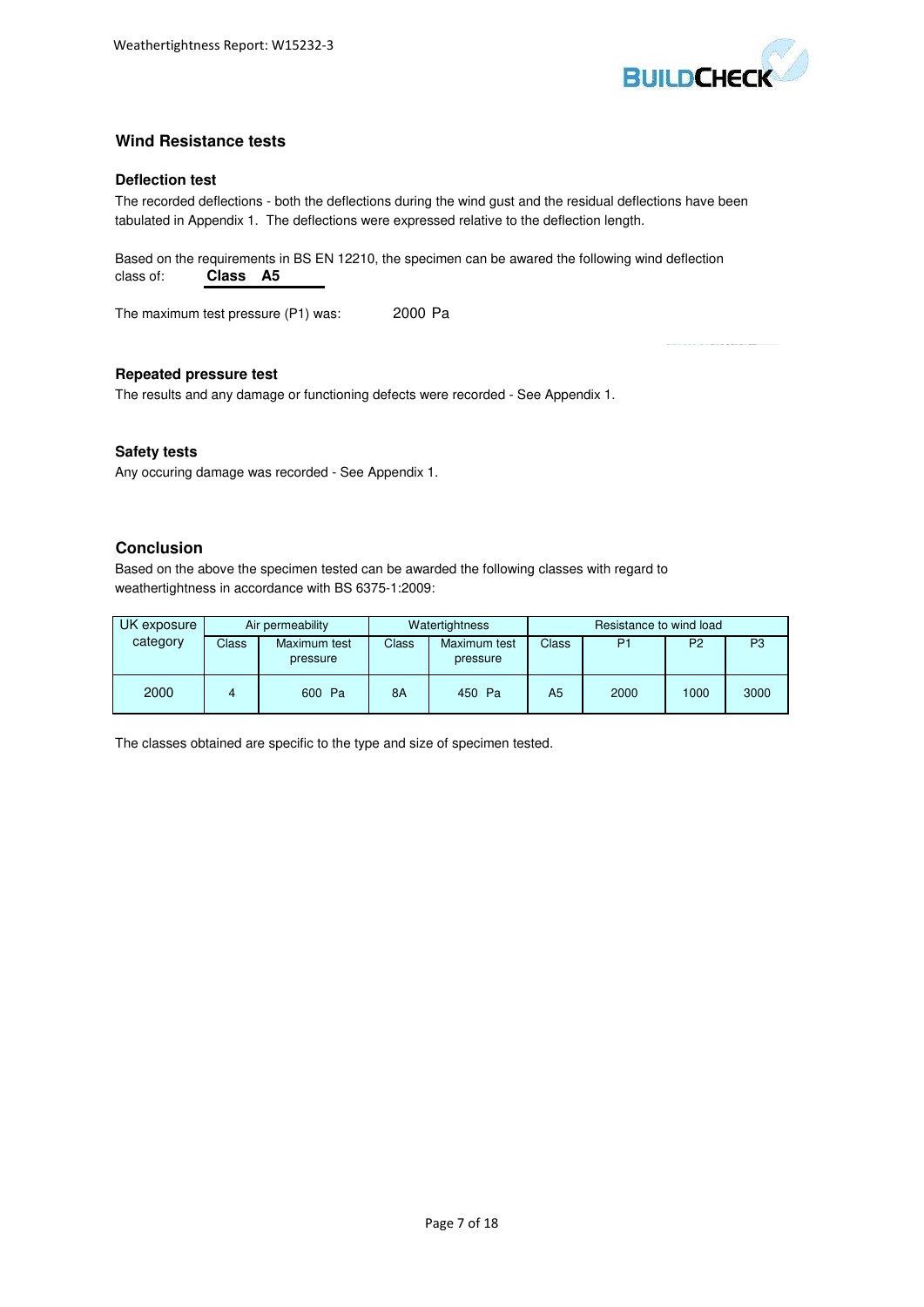## Wind Resistance tests

### Deflection test

The recorded deflections - both the deflections during the wind gust and the residual deflections have been tabulated in Appendix 1. The deflections were expressed relative to the deflection length.

Based on the requirements in BS EN 12210, the specimen can be awared the following wind deflection class of: **Class A5**

The maximum test pressure (P1) was: 2000 Pa

### Repeated pressure test

The results and any damage or functioning defects were recorded - See Appendix 1.

### Safety tests

Any occuring damage was recorded - See Appendix 1.

## Conclusion

Based on the above the specimen tested can be awarded the following classes with regard to weathertightness in accordance with BS 6375-1:2009:

| UK exposure category | Air permeability | | Watertightness | | Resistance to wind load | | | |
|---|---|---|---|---|---|---|---|---|
| | Class | Maximum test pressure | Class | Maximum test pressure | Class | P1 | P2 | P3 |
| 2000 | 4 | 600 Pa | 8A | 450 Pa | A5 | 2000 | 1000 | 3000 |

The classes obtained are specific to the type and size of specimen tested.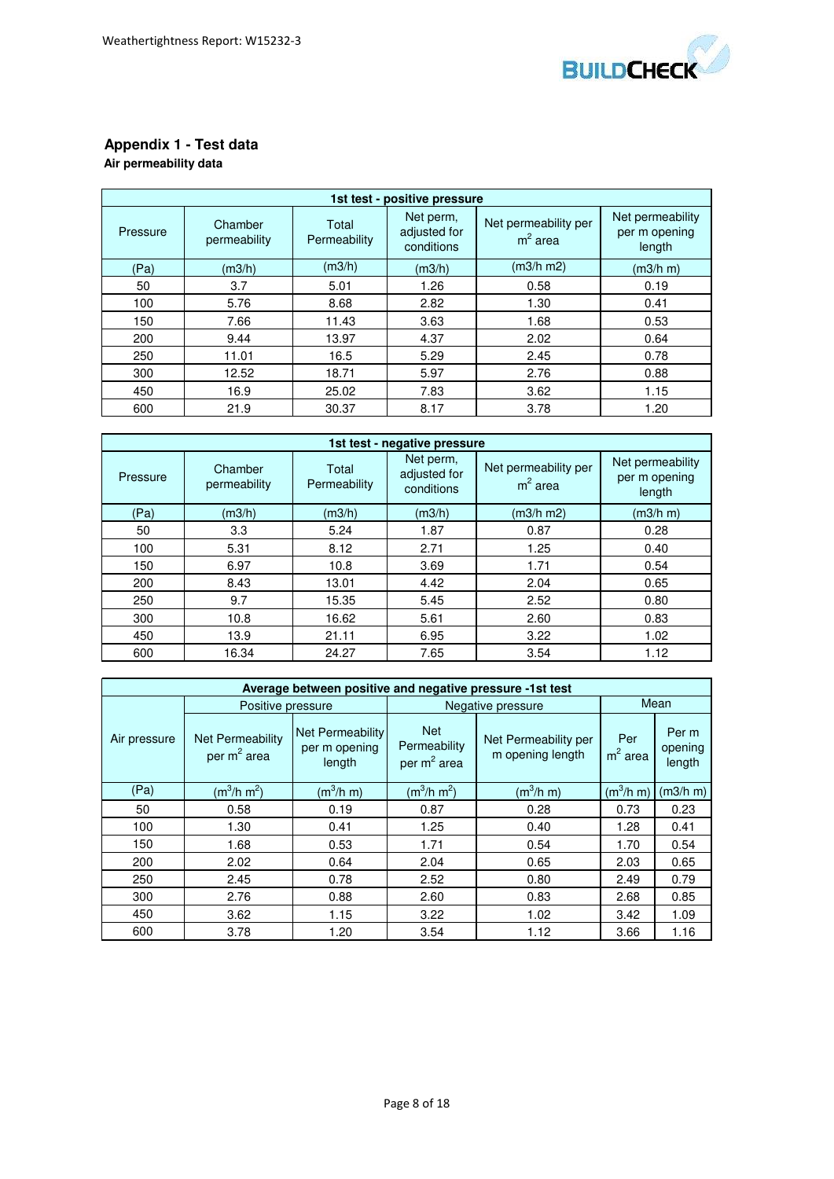## Appendix 1 - Test data

**Air permeability data**

| 1st test - positive pressure | | | | | |
|---|---|---|---|---|---|
| Pressure | Chamber permeability | Total Permeability | Net perm, adjusted for conditions | Net permeability per $m^2$ area | Net permeability per m opening length |
| (Pa) | (m3/h) | (m3/h) | (m3/h) | (m3/h m2) | (m3/h m) |
| 50 | 3.7 | 5.01 | 1.26 | 0.58 | 0.19 |
| 100 | 5.76 | 8.68 | 2.82 | 1.30 | 0.41 |
| 150 | 7.66 | 11.43 | 3.63 | 1.68 | 0.53 |
| 200 | 9.44 | 13.97 | 4.37 | 2.02 | 0.64 |
| 250 | 11.01 | 16.5 | 5.29 | 2.45 | 0.78 |
| 300 | 12.52 | 18.71 | 5.97 | 2.76 | 0.88 |
| 450 | 16.9 | 25.02 | 7.83 | 3.62 | 1.15 |
| 600 | 21.9 | 30.37 | 8.17 | 3.78 | 1.20 |

| 1st test - negative pressure | | | | | |
|---|---|---|---|---|---|
| Pressure | Chamber permeability | Total Permeability | Net perm, adjusted for conditions | Net permeability per $m^2$ area | Net permeability per m opening length |
| (Pa) | (m3/h) | (m3/h) | (m3/h) | (m3/h m2) | (m3/h m) |
| 50 | 3.3 | 5.24 | 1.87 | 0.87 | 0.28 |
| 100 | 5.31 | 8.12 | 2.71 | 1.25 | 0.40 |
| 150 | 6.97 | 10.8 | 3.69 | 1.71 | 0.54 |
| 200 | 8.43 | 13.01 | 4.42 | 2.04 | 0.65 |
| 250 | 9.7 | 15.35 | 5.45 | 2.52 | 0.80 |
| 300 | 10.8 | 16.62 | 5.61 | 2.60 | 0.83 |
| 450 | 13.9 | 21.11 | 6.95 | 3.22 | 1.02 |
| 600 | 16.34 | 24.27 | 7.65 | 3.54 | 1.12 |

| Average between positive and negative pressure -1st test | | | | | | |
|---|---|---|---|---|---|---|
| | Positive pressure | | Negative pressure | | Mean | |
| Air pressure | Net Permeability per $m^2$ area | Net Permeability per m opening length | Net Permeability per $m^2$ area | Net Permeability per m opening length | Per $m^2$ area | Per m opening length |
| (Pa) | ($m^3$/h $m^2$) | ($m^3$/h m) | ($m^3$/h $m^2$) | ($m^3$/h m) | ($m^3$/h m) | (m3/h m) |
| 50 | 0.58 | 0.19 | 0.87 | 0.28 | 0.73 | 0.23 |
| 100 | 1.30 | 0.41 | 1.25 | 0.40 | 1.28 | 0.41 |
| 150 | 1.68 | 0.53 | 1.71 | 0.54 | 1.70 | 0.54 |
| 200 | 2.02 | 0.64 | 2.04 | 0.65 | 2.03 | 0.65 |
| 250 | 2.45 | 0.78 | 2.52 | 0.80 | 2.49 | 0.79 |
| 300 | 2.76 | 0.88 | 2.60 | 0.83 | 2.68 | 0.85 |
| 450 | 3.62 | 1.15 | 3.22 | 1.02 | 3.42 | 1.09 |
| 600 | 3.78 | 1.20 | 3.54 | 1.12 | 3.66 | 1.16 |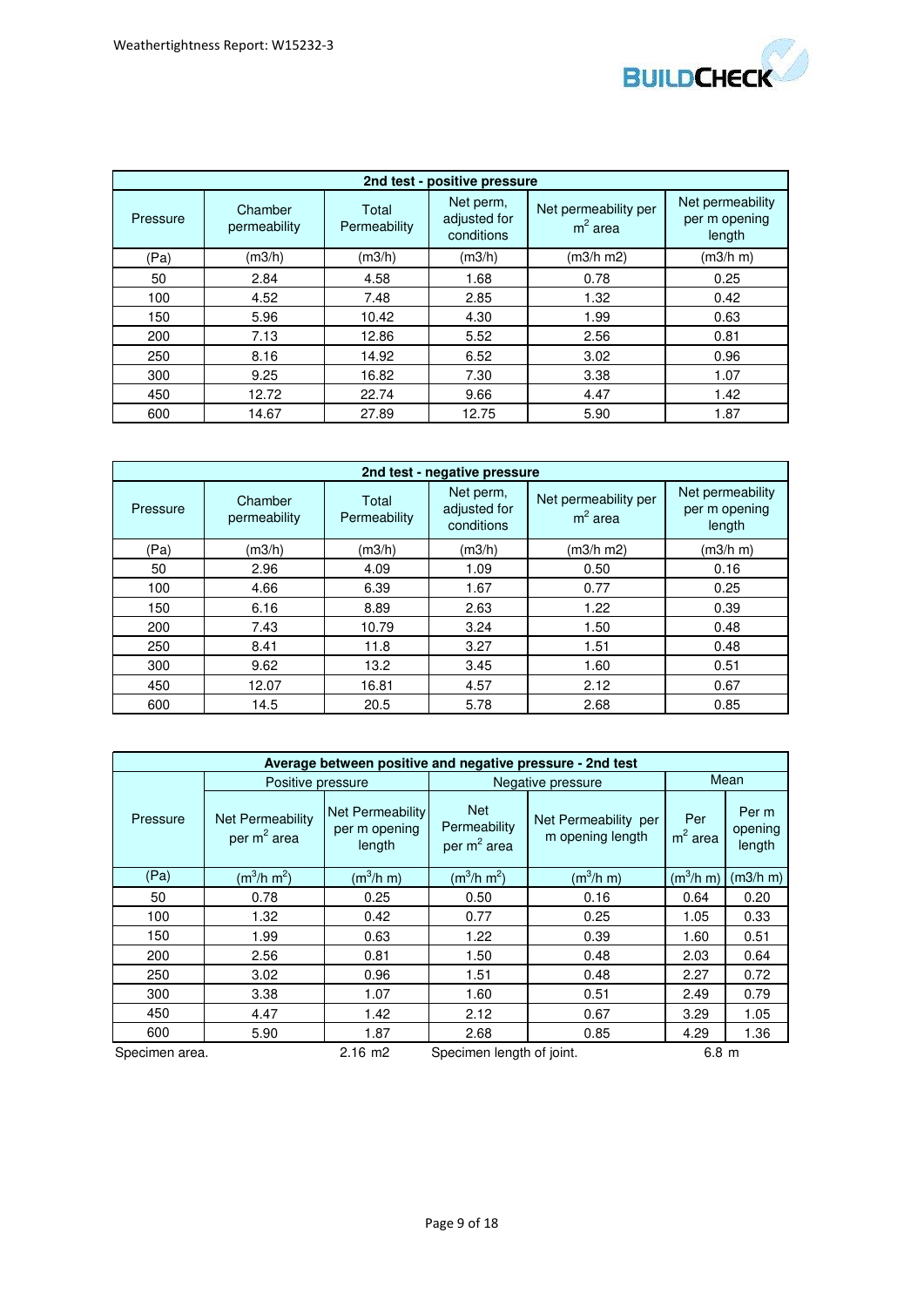| 2nd test - positive pressure | | | | | |
|---|---|---|---|---|---|
| Pressure | Chamber permeability | Total Permeability | Net perm, adjusted for conditions | Net permeability per $m^2$ area | Net permeability per m opening length |
| (Pa) | (m3/h) | (m3/h) | (m3/h) | (m3/h m2) | (m3/h m) |
| 50 | 2.84 | 4.58 | 1.68 | 0.78 | 0.25 |
| 100 | 4.52 | 7.48 | 2.85 | 1.32 | 0.42 |
| 150 | 5.96 | 10.42 | 4.30 | 1.99 | 0.63 |
| 200 | 7.13 | 12.86 | 5.52 | 2.56 | 0.81 |
| 250 | 8.16 | 14.92 | 6.52 | 3.02 | 0.96 |
| 300 | 9.25 | 16.82 | 7.30 | 3.38 | 1.07 |
| 450 | 12.72 | 22.74 | 9.66 | 4.47 | 1.42 |
| 600 | 14.67 | 27.89 | 12.75 | 5.90 | 1.87 |

| 2nd test - negative pressure | | | | | |
|---|---|---|---|---|---|
| Pressure | Chamber permeability | Total Permeability | Net perm, adjusted for conditions | Net permeability per $m^2$ area | Net permeability per m opening length |
| (Pa) | (m3/h) | (m3/h) | (m3/h) | (m3/h m2) | (m3/h m) |
| 50 | 2.96 | 4.09 | 1.09 | 0.50 | 0.16 |
| 100 | 4.66 | 6.39 | 1.67 | 0.77 | 0.25 |
| 150 | 6.16 | 8.89 | 2.63 | 1.22 | 0.39 |
| 200 | 7.43 | 10.79 | 3.24 | 1.50 | 0.48 |
| 250 | 8.41 | 11.8 | 3.27 | 1.51 | 0.48 |
| 300 | 9.62 | 13.2 | 3.45 | 1.60 | 0.51 |
| 450 | 12.07 | 16.81 | 4.57 | 2.12 | 0.67 |
| 600 | 14.5 | 20.5 | 5.78 | 2.68 | 0.85 |

| Average between positive and negative pressure - 2nd test | | | | | | |
|---|---|---|---|---|---|---|
| | Positive pressure | | Negative pressure | | Mean | |
| Pressure | Net Permeability per $m^2$ area | Net Permeability per m opening length | Net Permeability per $m^2$ area | Net Permeability per m opening length | Per $m^2$ area | Per m opening length |
| (Pa) | ($m^3$/h $m^2$) | ($m^3$/h m) | ($m^3$/h $m^2$) | ($m^3$/h m) | ($m^3$/h m) | (m3/h m) |
| 50 | 0.78 | 0.25 | 0.50 | 0.16 | 0.64 | 0.20 |
| 100 | 1.32 | 0.42 | 0.77 | 0.25 | 1.05 | 0.33 |
| 150 | 1.99 | 0.63 | 1.22 | 0.39 | 1.60 | 0.51 |
| 200 | 2.56 | 0.81 | 1.50 | 0.48 | 2.03 | 0.64 |
| 250 | 3.02 | 0.96 | 1.51 | 0.48 | 2.27 | 0.72 |
| 300 | 3.38 | 1.07 | 1.60 | 0.51 | 2.49 | 0.79 |
| 450 | 4.47 | 1.42 | 2.12 | 0.67 | 3.29 | 1.05 |
| 600 | 5.90 | 1.87 | 2.68 | 0.85 | 4.29 | 1.36 |

Specimen area. 2.16 m2 Specimen length of joint. 6.8 m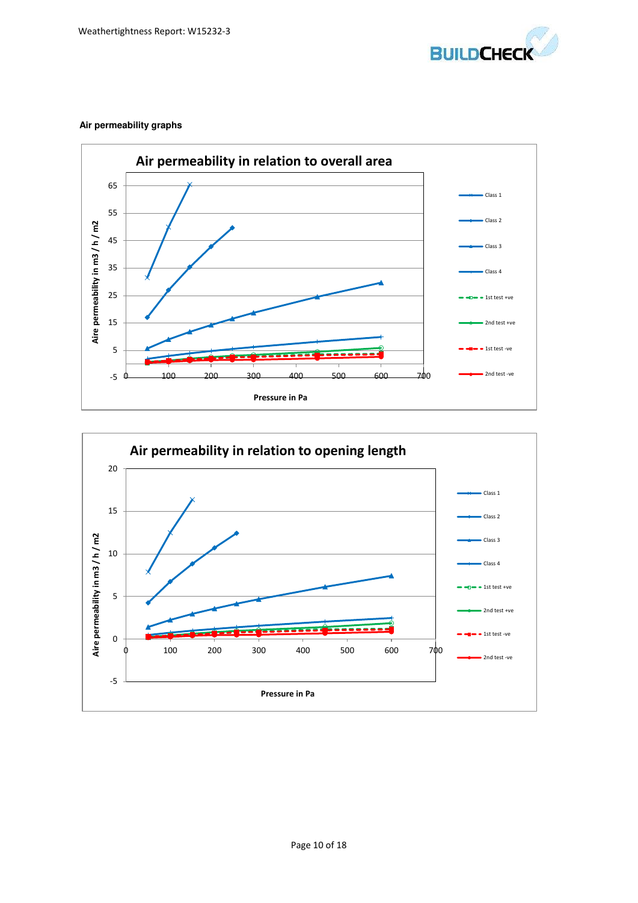**Air permeability graphs**

## Air permeability in relation to overall area

Aire permeability in m3 / h / m2

Pressure in Pa

Class 1
Class 2
Class 3
Class 4
1st test +ve
2nd test +ve
1st test -ve
2nd test -ve

## Air permeability in relation to opening length

Aire permeability in m3 / h / m2

Pressure in Pa

Class 1
Class 2
Class 3
Class 4
1st test +ve
2nd test +ve
1st test -ve
2nd test -ve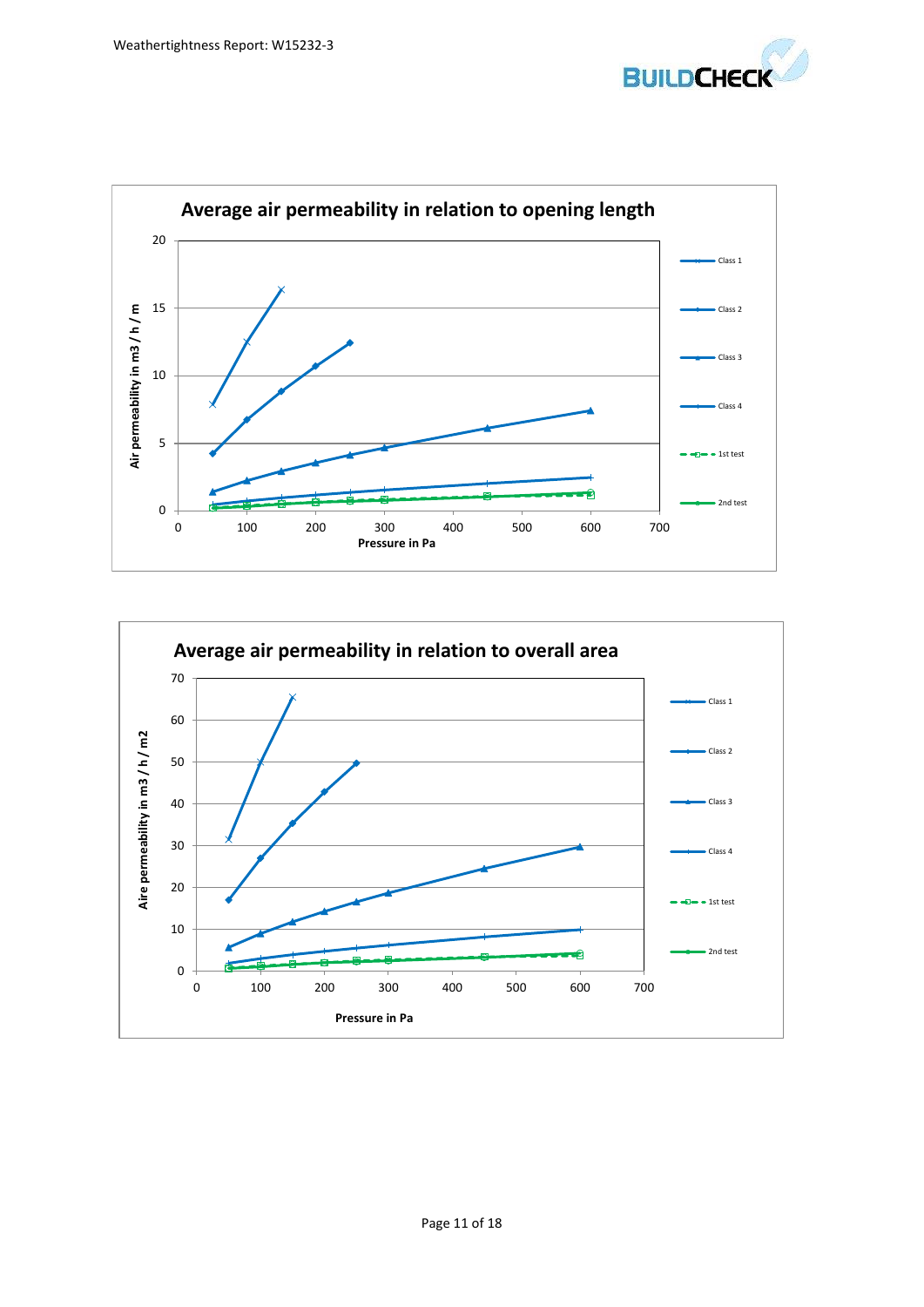## Average air permeability in relation to opening length

Air permeability in m3 / h / m vs Pressure in Pa

Legend: Class 1, Class 2, Class 3, Class 4, 1st test, 2nd test

## Average air permeability in relation to overall area

Aire permeability in m3 / h / m2 vs Pressure in Pa

Legend: Class 1, Class 2, Class 3, Class 4, 1st test, 2nd test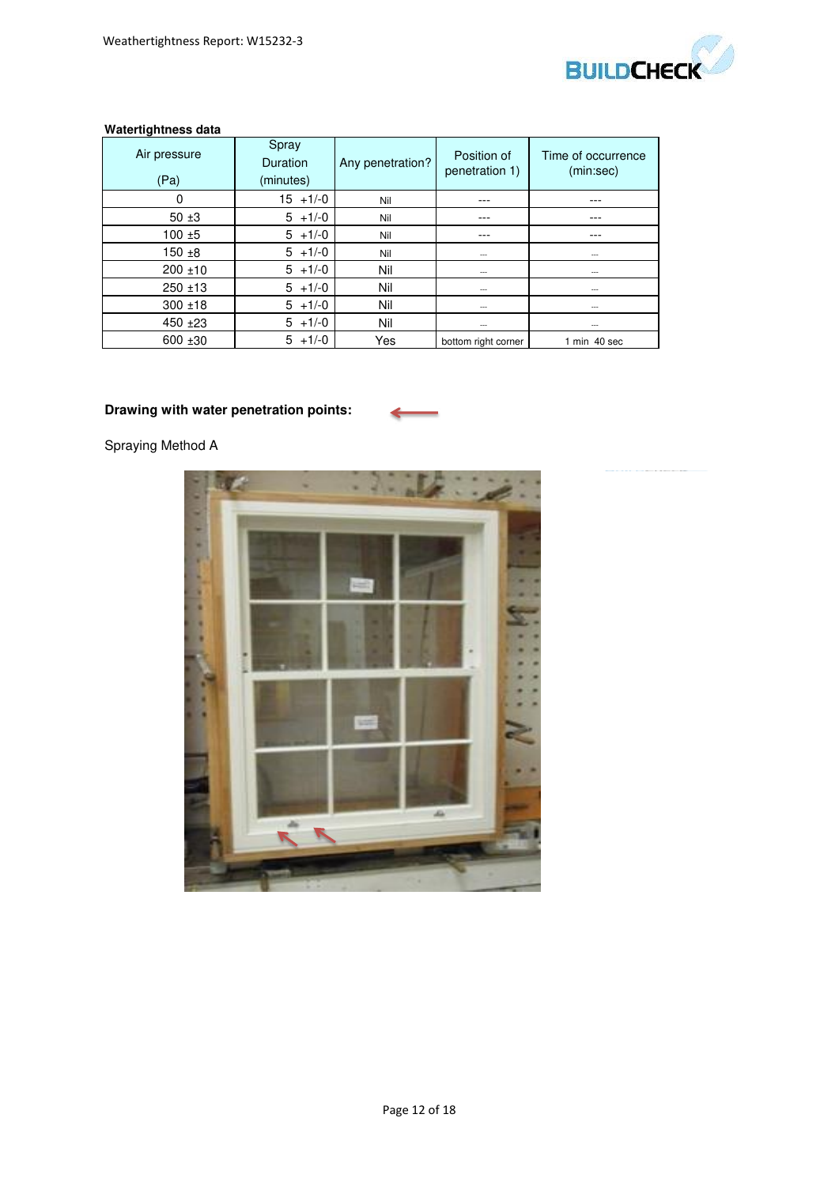**Watertightness data**

| Air pressure (Pa) | Spray Duration (minutes) | Any penetration? | Position of penetration 1) | Time of occurrence (min:sec) |
|---|---|---|---|---|
| 0 | 15 +1/-0 | Nil | --- | --- |
| 50 ±3 | 5 +1/-0 | Nil | --- | --- |
| 100 ±5 | 5 +1/-0 | Nil | --- | --- |
| 150 ±8 | 5 +1/-0 | Nil | --- | --- |
| 200 ±10 | 5 +1/-0 | Nil | --- | --- |
| 250 ±13 | 5 +1/-0 | Nil | --- | --- |
| 300 ±18 | 5 +1/-0 | Nil | --- | --- |
| 450 ±23 | 5 +1/-0 | Nil | --- | --- |
| 600 ±30 | 5 +1/-0 | Yes | bottom right corner | 1 min 40 sec |

**Drawing with water penetration points:**

Spraying Method A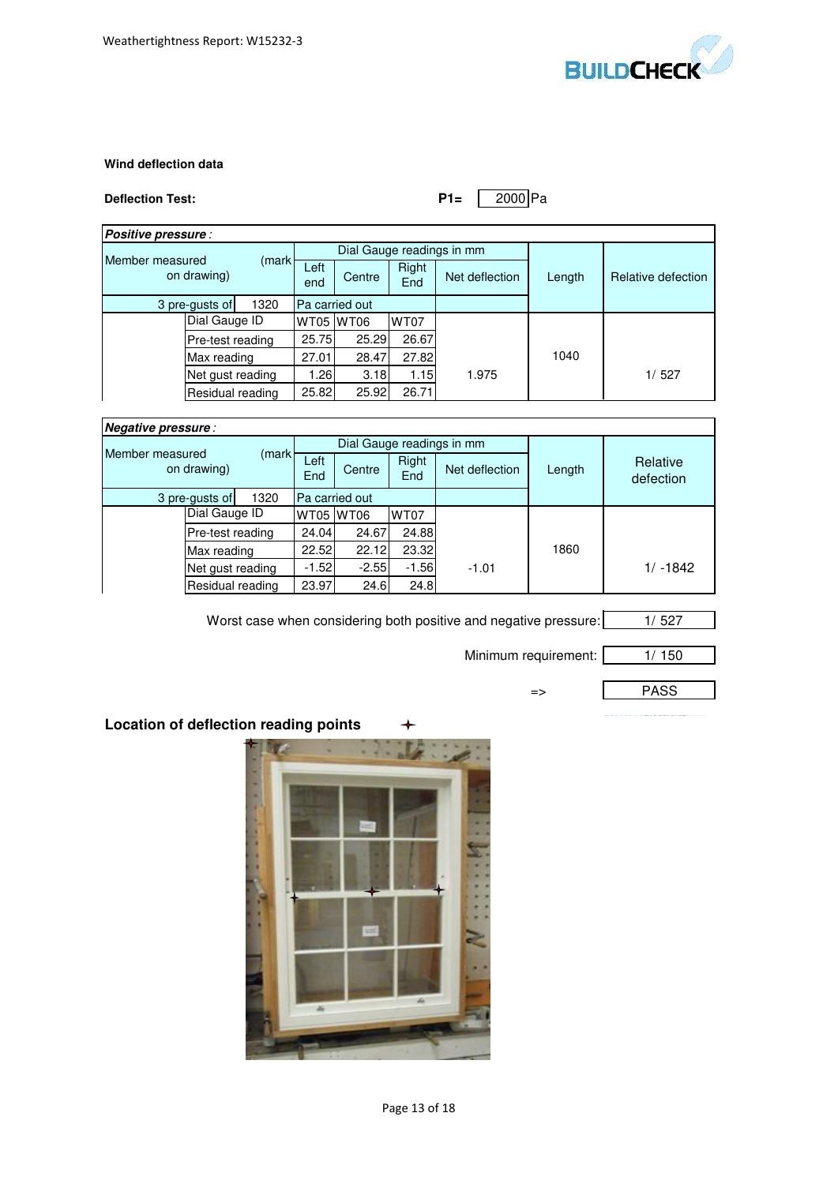**Wind deflection data**

**Deflection Test:** **P1=** 2000 Pa

| ***Positive pressure :*** | | | | | | | |
|---|---|---|---|---|---|---|---|
| Member measured (mark on drawing) | | Dial Gauge readings in mm | | | Net deflection | Length | Relative defection |
| | | Left end | Centre | Right End | | | |
| 3 pre-gusts of | 1320 | Pa carried out | | | | | |
| | Dial Gauge ID | WT05 | WT06 | WT07 | | | |
| | Pre-test reading | 25.75 | 25.29 | 26.67 | | | |
| | Max reading | 27.01 | 28.47 | 27.82 | | 1040 | |
| | Net gust reading | 1.26 | 3.18 | 1.15 | 1.975 | | 1/ 527 |
| | Residual reading | 25.82 | 25.92 | 26.71 | | | |

| ***Negative pressure :*** | | | | | | | |
|---|---|---|---|---|---|---|---|
| Member measured (mark on drawing) | | Dial Gauge readings in mm | | | Net deflection | Length | Relative defection |
| | | Left End | Centre | Right End | | | |
| 3 pre-gusts of | 1320 | Pa carried out | | | | | |
| | Dial Gauge ID | WT05 | WT06 | WT07 | | | |
| | Pre-test reading | 24.04 | 24.67 | 24.88 | | | |
| | Max reading | 22.52 | 22.12 | 23.32 | | 1860 | |
| | Net gust reading | -1.52 | -2.55 | -1.56 | -1.01 | | 1/ -1842 |
| | Residual reading | 23.97 | 24.6 | 24.8 | | | |

Worst case when considering both positive and negative pressure: 1/ 527

Minimum requirement: 1/ 150

=> PASS

**Location of deflection reading points** ✦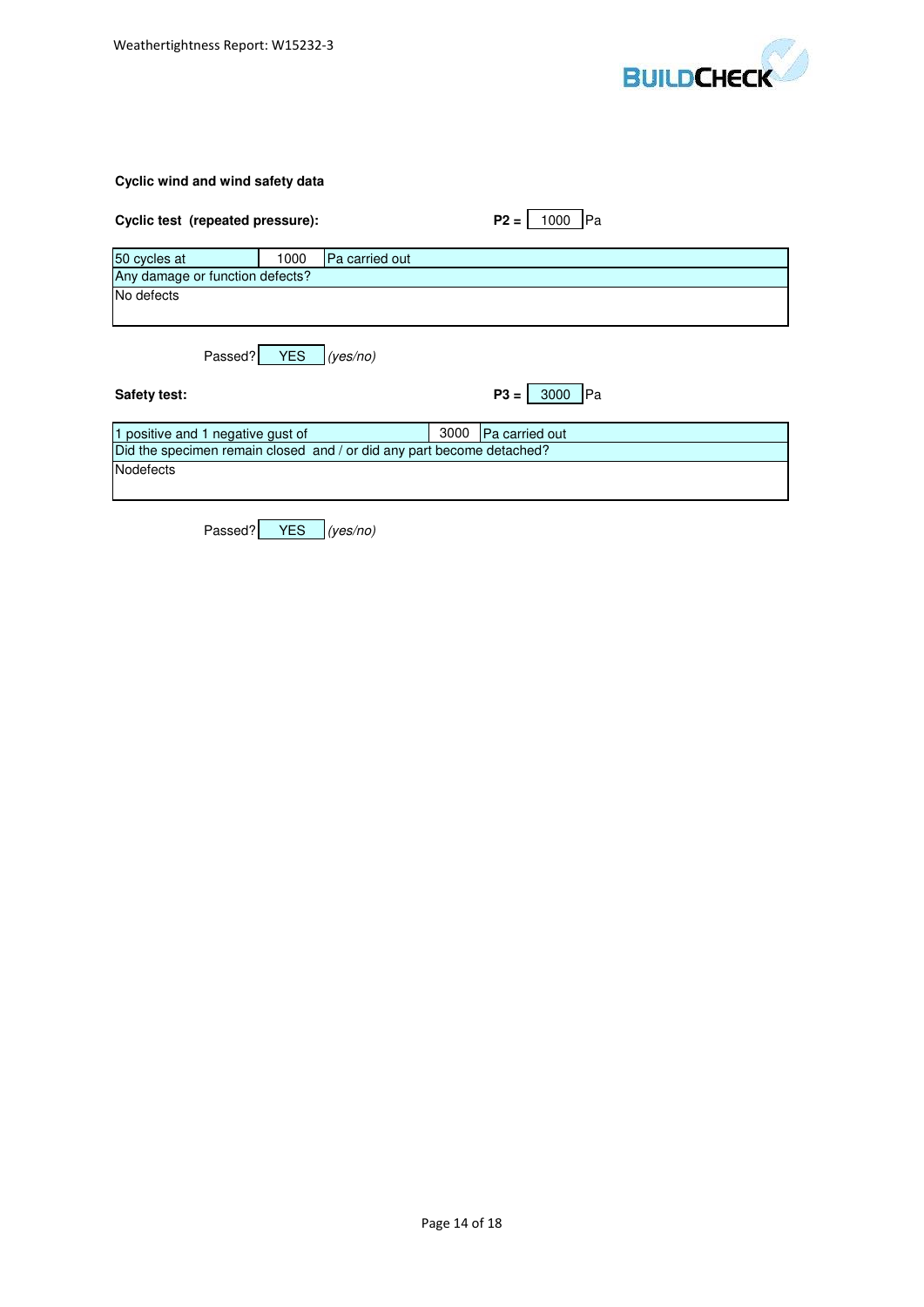**Cyclic wind and wind safety data**

**Cyclic test (repeated pressure):** **P2 =** 1000 Pa

| 50 cycles at | 1000 | Pa carried out |
|---|---|---|
| Any damage or function defects? | | |
| No defects | | |

Passed? YES *(yes/no)*

**Safety test:** **P3 =** 3000 Pa

| 1 positive and 1 negative gust of | 3000 | Pa carried out |
|---|---|---|
| Did the specimen remain closed and / or did any part become detached? | | |
| Nodefects | | |

Passed? YES *(yes/no)*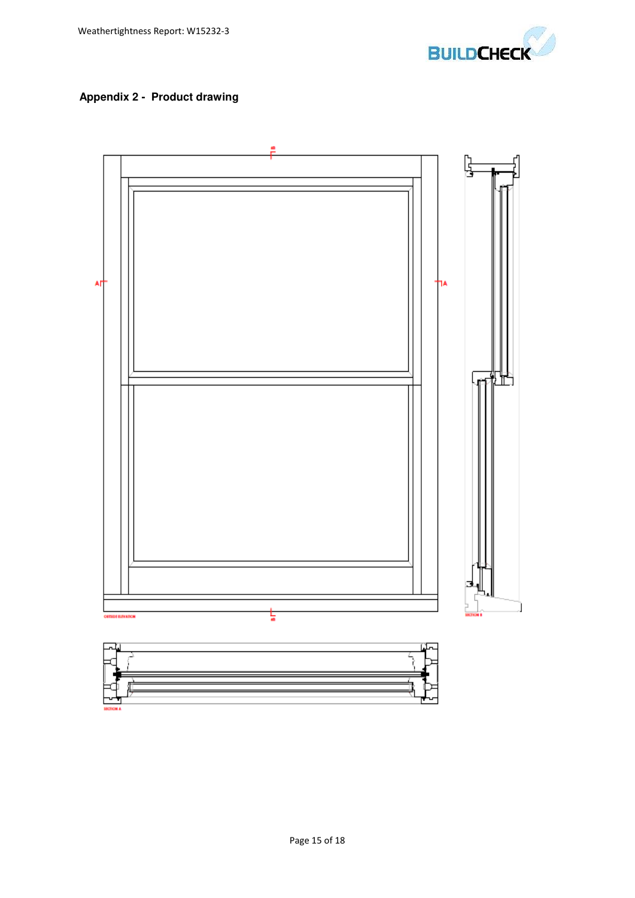## Appendix 2 - Product drawing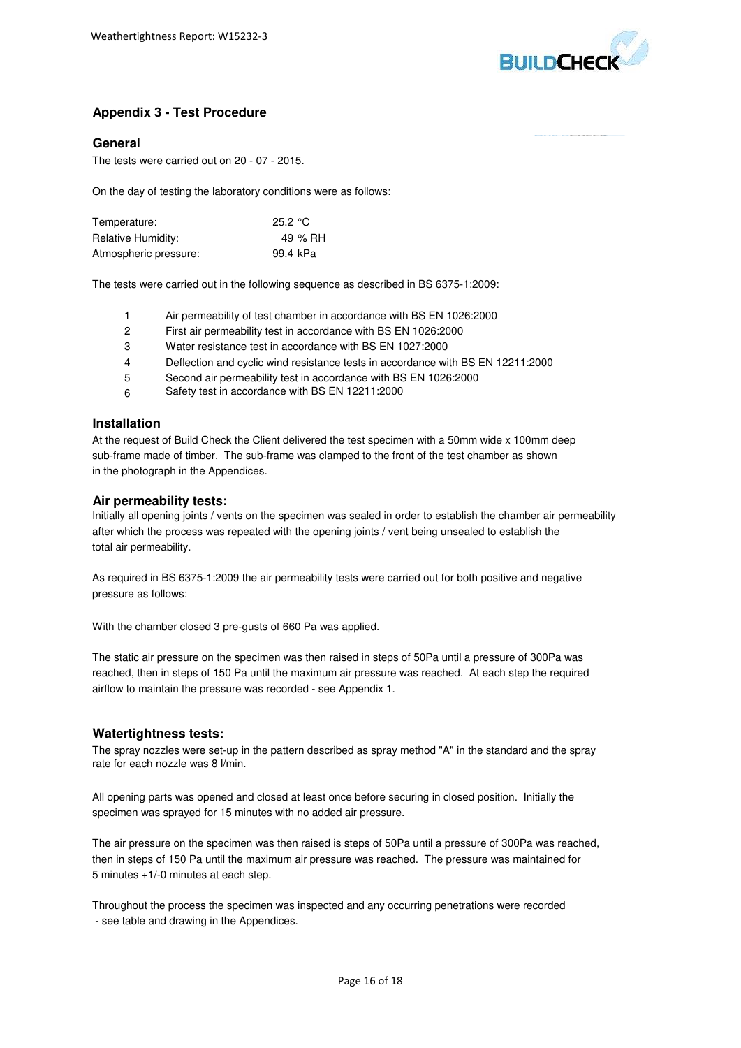## Appendix 3 - Test Procedure

### General

The tests were carried out on 20 - 07 - 2015.

On the day of testing the laboratory conditions were as follows:

| | |
|---|---|
| Temperature: | 25.2 °C |
| Relative Humidity: | 49 % RH |
| Atmospheric pressure: | 99.4 kPa |

The tests were carried out in the following sequence as described in BS 6375-1:2009:

1. Air permeability of test chamber in accordance with BS EN 1026:2000
2. First air permeability test in accordance with BS EN 1026:2000
3. Water resistance test in accordance with BS EN 1027:2000
4. Deflection and cyclic wind resistance tests in accordance with BS EN 12211:2000
5. Second air permeability test in accordance with BS EN 1026:2000
6. Safety test in accordance with BS EN 12211:2000

### Installation

At the request of Build Check the Client delivered the test specimen with a 50mm wide x 100mm deep sub-frame made of timber. The sub-frame was clamped to the front of the test chamber as shown in the photograph in the Appendices.

### Air permeability tests:

Initially all opening joints / vents on the specimen was sealed in order to establish the chamber air permeability after which the process was repeated with the opening joints / vent being unsealed to establish the total air permeability.

As required in BS 6375-1:2009 the air permeability tests were carried out for both positive and negative pressure as follows:

With the chamber closed 3 pre-gusts of 660 Pa was applied.

The static air pressure on the specimen was then raised in steps of 50Pa until a pressure of 300Pa was reached, then in steps of 150 Pa until the maximum air pressure was reached. At each step the required airflow to maintain the pressure was recorded - see Appendix 1.

### Watertightness tests:

The spray nozzles were set-up in the pattern described as spray method "A" in the standard and the spray rate for each nozzle was 8 l/min.

All opening parts was opened and closed at least once before securing in closed position. Initially the specimen was sprayed for 15 minutes with no added air pressure.

The air pressure on the specimen was then raised is steps of 50Pa until a pressure of 300Pa was reached, then in steps of 150 Pa until the maximum air pressure was reached. The pressure was maintained for 5 minutes +1/-0 minutes at each step.

Throughout the process the specimen was inspected and any occurring penetrations were recorded - see table and drawing in the Appendices.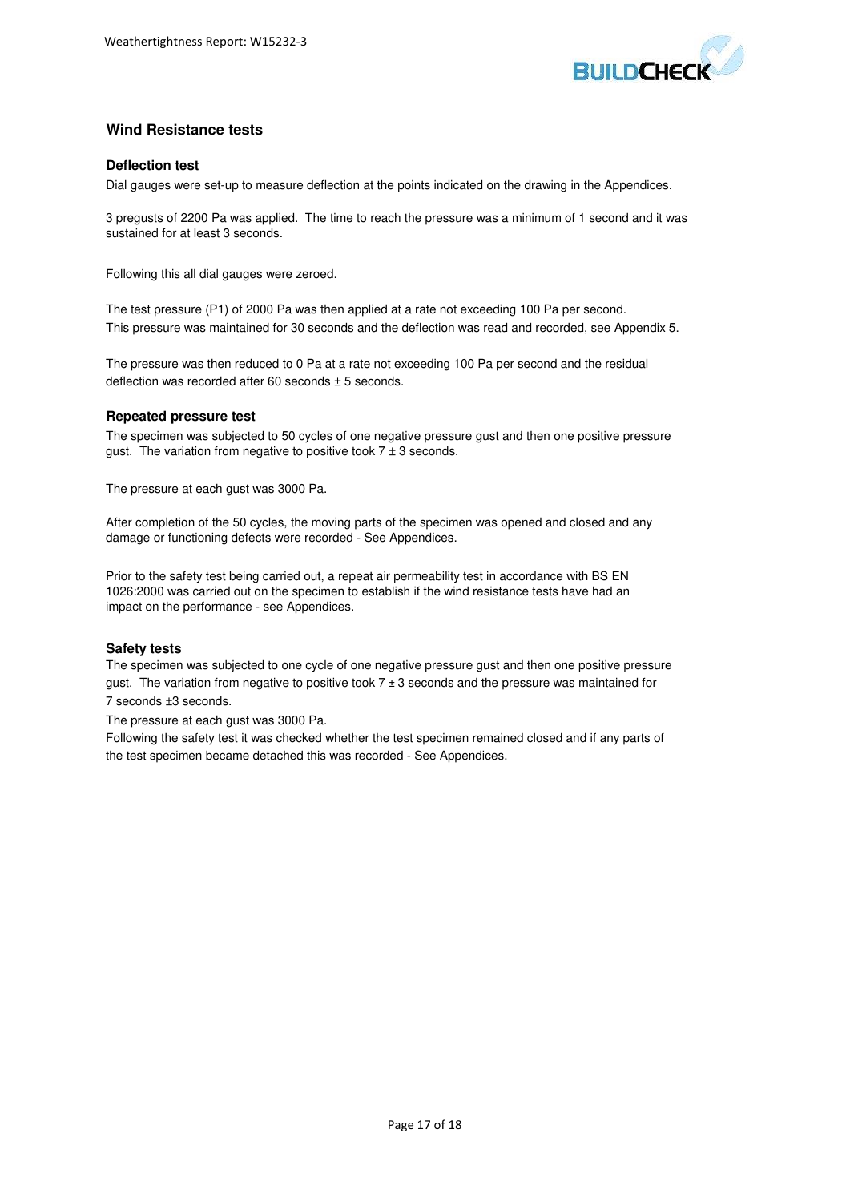## Wind Resistance tests

### Deflection test

Dial gauges were set-up to measure deflection at the points indicated on the drawing in the Appendices.

3 pregusts of 2200 Pa was applied. The time to reach the pressure was a minimum of 1 second and it was sustained for at least 3 seconds.

Following this all dial gauges were zeroed.

The test pressure (P1) of 2000 Pa was then applied at a rate not exceeding 100 Pa per second. This pressure was maintained for 30 seconds and the deflection was read and recorded, see Appendix 5.

The pressure was then reduced to 0 Pa at a rate not exceeding 100 Pa per second and the residual deflection was recorded after 60 seconds ± 5 seconds.

### Repeated pressure test

The specimen was subjected to 50 cycles of one negative pressure gust and then one positive pressure gust. The variation from negative to positive took 7 ± 3 seconds.

The pressure at each gust was 3000 Pa.

After completion of the 50 cycles, the moving parts of the specimen was opened and closed and any damage or functioning defects were recorded - See Appendices.

Prior to the safety test being carried out, a repeat air permeability test in accordance with BS EN 1026:2000 was carried out on the specimen to establish if the wind resistance tests have had an impact on the performance - see Appendices.

### Safety tests

The specimen was subjected to one cycle of one negative pressure gust and then one positive pressure gust. The variation from negative to positive took 7 ± 3 seconds and the pressure was maintained for 7 seconds ±3 seconds.

The pressure at each gust was 3000 Pa.

Following the safety test it was checked whether the test specimen remained closed and if any parts of the test specimen became detached this was recorded - See Appendices.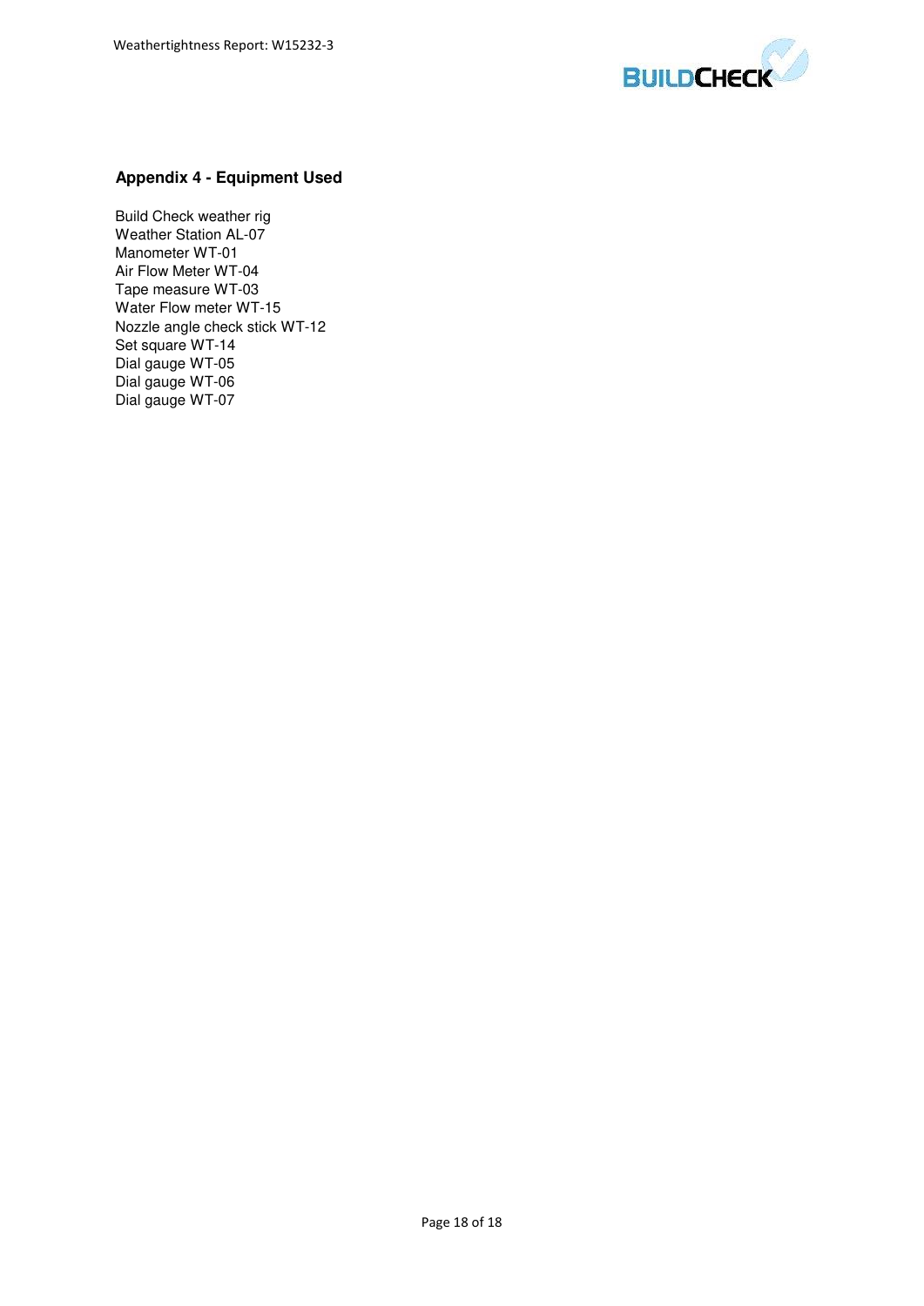## Appendix 4 - Equipment Used

Build Check weather rig
Weather Station AL-07
Manometer WT-01
Air Flow Meter WT-04
Tape measure WT-03
Water Flow meter WT-15
Nozzle angle check stick WT-12
Set square WT-14
Dial gauge WT-05
Dial gauge WT-06
Dial gauge WT-07